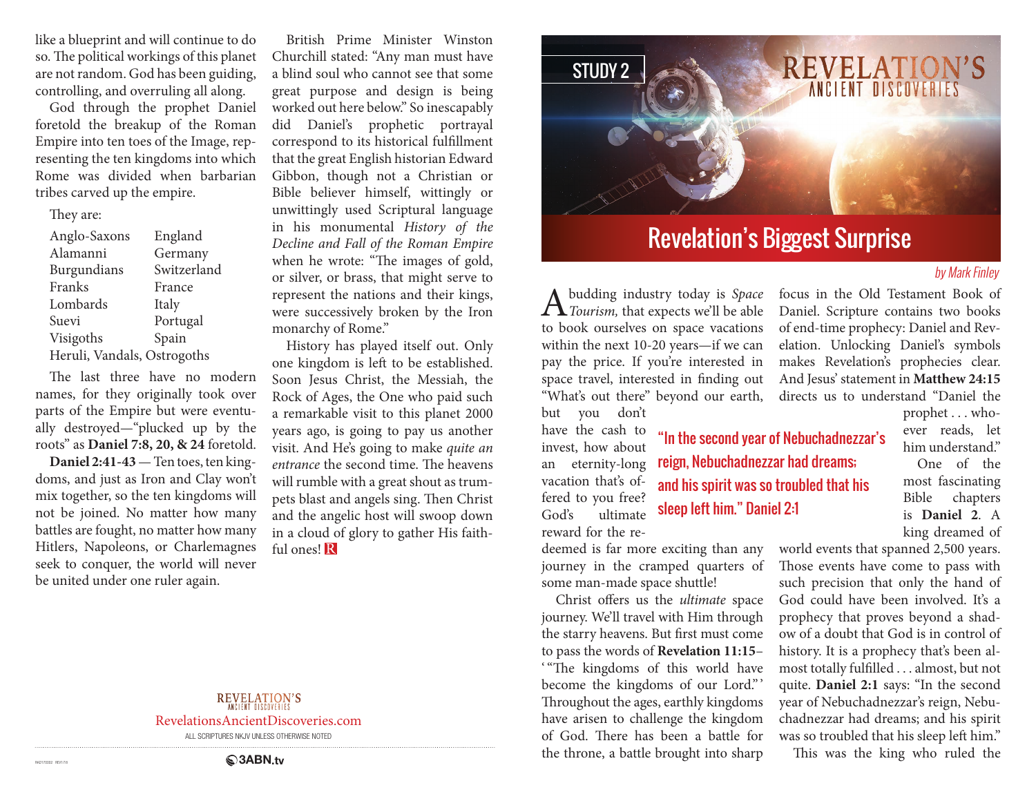like a blueprint and will continue to do so. The political workings of this planet are not random. God has been guiding, controlling, and overruling all along.

God through the prophet Daniel foretold the breakup of the Roman Empire into ten toes of the Image, representing the ten kingdoms into which Rome was divided when barbarian tribes carved up the empire.

They are:

| | |
|---|---|
| Anglo-Saxons | England |
| Alamanni | Germany |
| Burgundians | Switzerland |
| Franks | France |
| Lombards | Italy |
| Suevi | Portugal |
| Visigoths | Spain |
| Heruli, Vandals, Ostrogoths | |

The last three have no modern names, for they originally took over parts of the Empire but were eventually destroyed—"plucked up by the roots" as **Daniel 7:8, 20, & 24** foretold.

**Daniel 2:41-43** — Ten toes, ten kingdoms, and just as Iron and Clay won't mix together, so the ten kingdoms will not be joined. No matter how many battles are fought, no matter how many Hitlers, Napoleons, or Charlemagnes seek to conquer, the world will never be united under one ruler again.

British Prime Minister Winston Churchill stated: "Any man must have a blind soul who cannot see that some great purpose and design is being worked out here below." So inescapably did Daniel's prophetic portrayal correspond to its historical fulfillment that the great English historian Edward Gibbon, though not a Christian or Bible believer himself, wittingly or unwittingly used Scriptural language in his monumental *History of the Decline and Fall of the Roman Empire* when he wrote: "The images of gold, or silver, or brass, that might serve to represent the nations and their kings, were successively broken by the Iron monarchy of Rome."

History has played itself out. Only one kingdom is left to be established. Soon Jesus Christ, the Messiah, the Rock of Ages, the One who paid such a remarkable visit to this planet 2000 years ago, is going to pay us another visit. And He's going to make *quite an entrance* the second time. The heavens will rumble with a great shout as trumpets blast and angels sing. Then Christ and the angelic host will swoop down in a cloud of glory to gather His faithful ones! R

REVELATION'S ANCIENT DISCOVERIES
RevelationsAncientDiscoveries.com
ALL SCRIPTURES NKJV UNLESS OTHERWISE NOTED

3ABN.tv

STUDY 2

REVELATION'S ANCIENT DISCOVERIES

# Revelation's Biggest Surprise

*by Mark Finley*

A budding industry today is *Space Tourism,* that expects we'll be able to book ourselves on space vacations within the next 10-20 years—if we can pay the price. If you're interested in space travel, interested in finding out "What's out there" beyond our earth, but you don't have the cash to invest, how about an eternity-long vacation that's offered to you free? God's ultimate reward for the redeemed is far more exciting than any journey in the cramped quarters of some man-made space shuttle!

Christ offers us the *ultimate* space journey. We'll travel with Him through the starry heavens. But first must come to pass the words of **Revelation 11:15**– ' "The kingdoms of this world have become the kingdoms of our Lord." ' Throughout the ages, earthly kingdoms have arisen to challenge the kingdom of God. There has been a battle for the throne, a battle brought into sharp focus in the Old Testament Book of Daniel. Scripture contains two books of end-time prophecy: Daniel and Revelation. Unlocking Daniel's symbols makes Revelation's prophecies clear. And Jesus' statement in **Matthew 24:15** directs us to understand "Daniel the prophet . . . whoever reads, let him understand."

> "In the second year of Nebuchadnezzar's reign, Nebuchadnezzar had dreams; and his spirit was so troubled that his sleep left him." Daniel 2:1

One of the most fascinating Bible chapters is **Daniel 2**. A king dreamed of world events that spanned 2,500 years. Those events have come to pass with such precision that only the hand of God could have been involved. It's a prophecy that proves beyond a shadow of a doubt that God is in control of history. It is a prophecy that's been almost totally fulfilled . . . almost, but not quite. **Daniel 2:1** says: "In the second year of Nebuchadnezzar's reign, Nebuchadnezzar had dreams; and his spirit was so troubled that his sleep left him."

This was the king who ruled the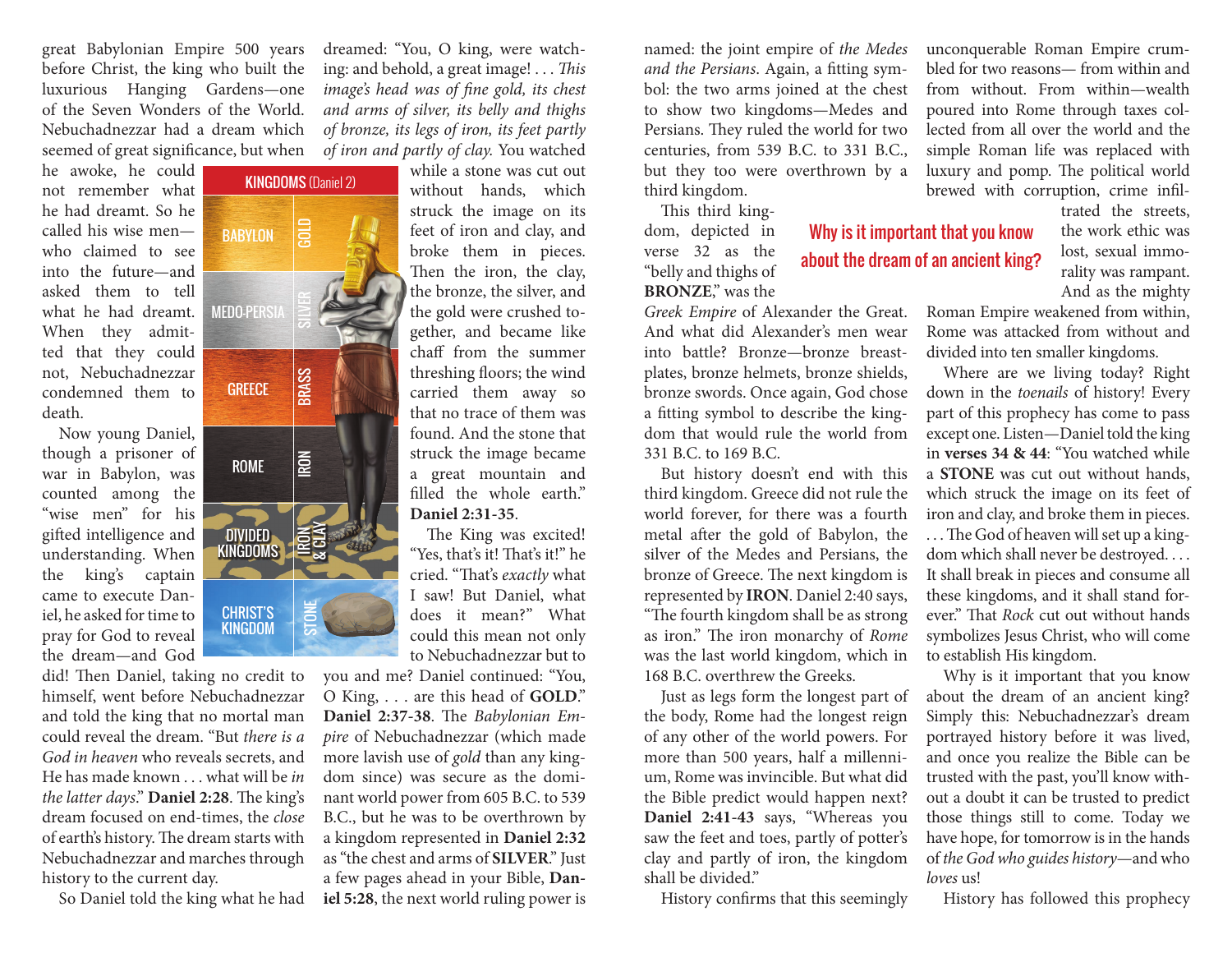great Babylonian Empire 500 years before Christ, the king who built the luxurious Hanging Gardens—one of the Seven Wonders of the World. Nebuchadnezzar had a dream which seemed of great significance, but when he awoke, he could not remember what he had dreamt. So he called his wise men—who claimed to see into the future—and asked them to tell what he had dreamt. When they admitted that they could not, Nebuchadnezzar condemned them to death.

Now young Daniel, though a prisoner of war in Babylon, was counted among the "wise men" for his gifted intelligence and understanding. When the king's captain came to execute Daniel, he asked for time to pray for God to reveal the dream—and God did! Then Daniel, taking no credit to himself, went before Nebuchadnezzar and told the king that no mortal man could reveal the dream. "But *there is a God in heaven* who reveals secrets, and He has made known . . . what will be *in the latter days*." **Daniel 2:28**. The king's dream focused on end-times, the *close* of earth's history. The dream starts with Nebuchadnezzar and marches through history to the current day.

So Daniel told the king what he had dreamed: "You, O king, were watching: and behold, a great image! . . . *This image's head was of fine gold, its chest and arms of silver, its belly and thighs of bronze, its legs of iron, its feet partly of iron and partly of clay.* You watched while a stone was cut out without hands, which struck the image on its feet of iron and clay, and broke them in pieces. Then the iron, the clay, the bronze, the silver, and the gold were crushed together, and became like chaff from the summer threshing floors; the wind carried them away so that no trace of them was found. And the stone that struck the image became a great mountain and filled the whole earth." **Daniel 2:31-35**.

| KINGDOMS (Daniel 2) | |
|---|---|
| BABYLON | GOLD |
| MEDO-PERSIA | SILVER |
| GREECE | BRASS |
| ROME | IRON |
| DIVIDED KINGDOMS | IRON & CLAY |
| CHRIST'S KINGDOM | STONE |

The King was excited! "Yes, that's it! That's it!" he cried. "That's *exactly* what I saw! But Daniel, what does it mean?" What could this mean not only to Nebuchadnezzar but to you and me? Daniel continued: "You, O King, . . . are this head of **GOLD**." **Daniel 2:37-38**. The *Babylonian Empire* of Nebuchadnezzar (which made more lavish use of *gold* than any kingdom since) was secure as the dominant world power from 605 B.C. to 539 B.C., but he was to be overthrown by a kingdom represented in **Daniel 2:32** as "the chest and arms of **SILVER**." Just a few pages ahead in your Bible, **Daniel 5:28**, the next world ruling power is named: the joint empire of *the Medes and the Persians*. Again, a fitting symbol: the two arms joined at the chest to show two kingdoms—Medes and Persians. They ruled the world for two centuries, from 539 B.C. to 331 B.C., but they too were overthrown by a third kingdom.

This third kingdom, depicted in verse 32 as the "belly and thighs of **BRONZE**," was the *Greek Empire* of Alexander the Great. And what did Alexander's men wear into battle? Bronze—bronze breastplates, bronze helmets, bronze shields, bronze swords. Once again, God chose a fitting symbol to describe the kingdom that would rule the world from 331 B.C. to 169 B.C.

But history doesn't end with this third kingdom. Greece did not rule the world forever, for there was a fourth metal after the gold of Babylon, the silver of the Medes and Persians, the bronze of Greece. The next kingdom is represented by **IRON**. Daniel 2:40 says, "The fourth kingdom shall be as strong as iron." The iron monarchy of *Rome* was the last world kingdom, which in 168 B.C. overthrew the Greeks.

Just as legs form the longest part of the body, Rome had the longest reign of any other of the world powers. For more than 500 years, half a millennium, Rome was invincible. But what did the Bible predict would happen next? **Daniel 2:41-43** says, "Whereas you saw the feet and toes, partly of potter's clay and partly of iron, the kingdom shall be divided."

History confirms that this seemingly unconquerable Roman Empire crumbled for two reasons— from within and from without. From within—wealth poured into Rome through taxes collected from all over the world and the simple Roman life was replaced with luxury and pomp. The political world brewed with corruption, crime infiltrated the streets, the work ethic was lost, sexual immorality was rampant. And as the mighty Roman Empire weakened from within, Rome was attacked from without and divided into ten smaller kingdoms.

**Why is it important that you know about the dream of an ancient king?**

Where are we living today? Right down in the *toenails* of history! Every part of this prophecy has come to pass except one. Listen—Daniel told the king in **verses 34 & 44**: "You watched while a **STONE** was cut out without hands, which struck the image on its feet of iron and clay, and broke them in pieces. . . . The God of heaven will set up a kingdom which shall never be destroyed. . . . It shall break in pieces and consume all these kingdoms, and it shall stand forever." That *Rock* cut out without hands symbolizes Jesus Christ, who will come to establish His kingdom.

Why is it important that you know about the dream of an ancient king? Simply this: Nebuchadnezzar's dream portrayed history before it was lived, and once you realize the Bible can be trusted with the past, you'll know without a doubt it can be trusted to predict those things still to come. Today we have hope, for tomorrow is in the hands of *the God who guides history*—and who *loves* us!

History has followed this prophecy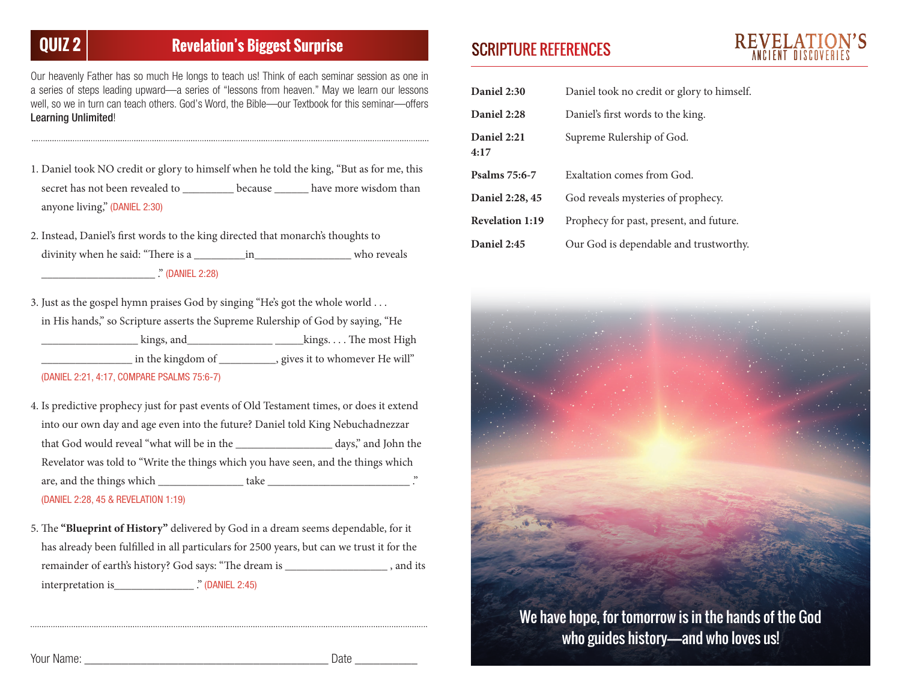## QUIZ 2 — Revelation's Biggest Surprise

Our heavenly Father has so much He longs to teach us! Think of each seminar session as one in a series of steps leading upward—a series of "lessons from heaven." May we learn our lessons well, so we in turn can teach others. God's Word, the Bible—our Textbook for this seminar—offers **Learning Unlimited**!

1. Daniel took NO credit or glory to himself when he told the king, "But as for me, this secret has not been revealed to _________ because ______ have more wisdom than anyone living," (DANIEL 2:30)

2. Instead, Daniel's first words to the king directed that monarch's thoughts to divinity when he said: "There is a _________in_________________ who reveals _____________________ ." (DANIEL 2:28)

3. Just as the gospel hymn praises God by singing "He's got the whole world . . . in His hands," so Scripture asserts the Supreme Rulership of God by saying, "He _________________ kings, and_______________ _____kings. . . . The most High ________________ in the kingdom of __________, gives it to whomever He will" (DANIEL 2:21, 4:17, COMPARE PSALMS 75:6-7)

4. Is predictive prophecy just for past events of Old Testament times, or does it extend into our own day and age even into the future? Daniel told King Nebuchadnezzar that God would reveal "what will be in the _________________ days," and John the Revelator was told to "Write the things which you have seen, and the things which are, and the things which _______________ take _________________________ ." (DANIEL 2:28, 45 & REVELATION 1:19)

5. The **"Blueprint of History"** delivered by God in a dream seems dependable, for it has already been fulfilled in all particulars for 2500 years, but can we trust it for the remainder of earth's history? God says: "The dream is __________________ , and its interpretation is______________ ." (DANIEL 2:45)

Your Name: ___________________________________________ Date ___________

## SCRIPTURE REFERENCES

REVELATION'S ANCIENT DISCOVERIES

| | |
|---|---|
| **Daniel 2:30** | Daniel took no credit or glory to himself. |
| **Daniel 2:28** | Daniel's first words to the king. |
| **Daniel 2:21 4:17** | Supreme Rulership of God. |
| **Psalms 75:6-7** | Exaltation comes from God. |
| **Daniel 2:28, 45** | God reveals mysteries of prophecy. |
| **Revelation 1:19** | Prophecy for past, present, and future. |
| **Daniel 2:45** | Our God is dependable and trustworthy. |

We have hope, for tomorrow is in the hands of the God who guides history—and who loves us!